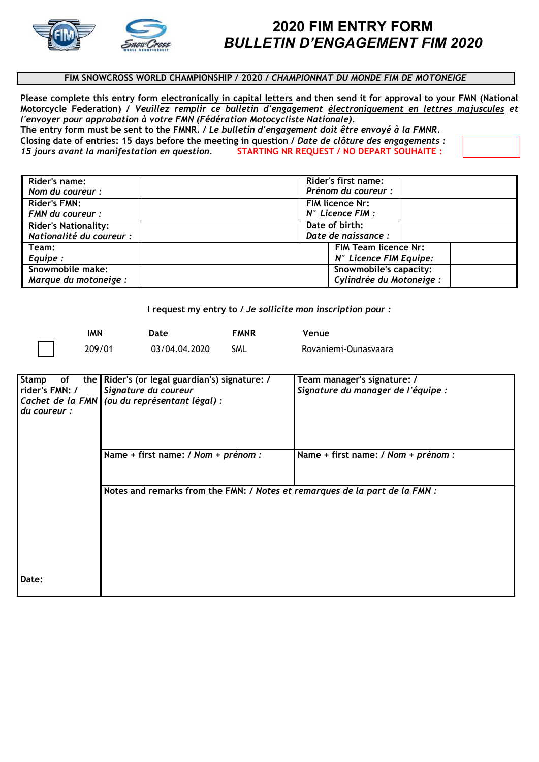# 2020 FIM ENTRY FORM
# *BULLETIN D'ENGAGEMENT FIM 2020*

**FIM SNOWCROSS WORLD CHAMPIONSHIP / 2020 / *CHAMPIONNAT DU MONDE FIM DE MOTONEIGE***

**Please complete this entry form electronically in capital letters and then send it for approval to your FMN (National Motorcycle Federation) / *Veuillez remplir ce bulletin d'engagement électroniquement en lettres majuscules et l'envoyer pour approbation à votre FMN (Fédération Motocycliste Nationale).***
**The entry form must be sent to the FMNR. / *Le bulletin d'engagement doit être envoyé à la FMNR.***
**Closing date of entries: 15 days before the meeting in question / *Date de clôture des engagements : 15 jours avant la manifestation en question.*** **STARTING NR REQUEST / NO DEPART SOUHAITE :**

| | | | |
|---|---|---|---|
| **Rider's name:** *Nom du coureur :* | | **Rider's first name:** *Prénom du coureur :* | |
| **Rider's FMN:** *FMN du coureur :* | | **FIM licence Nr:** *N° Licence FIM :* | |
| **Rider's Nationality:** *Nationalité du coureur :* | | **Date of birth:** *Date de naissance :* | |
| **Team:** *Equipe :* | | **FIM Team licence Nr:** *N° Licence FIM Equipe:* | |
| **Snowmobile make:** *Marque du motoneige :* | | **Snowmobile's capacity:** *Cylindrée du Motoneige :* | |

**I request my entry to / *Je sollicite mon inscription pour :***

| | IMN | Date | FMNR | Venue |
|---|---|---|---|---|
| ☐ | 209/01 | 03/04.04.2020 | SML | Rovaniemi-Ounasvaara |

| | | |
|---|---|---|
| **Stamp of the rider's FMN: / *Cachet de la FMN du coureur :*** | **Rider's (or legal guardian's) signature: / *Signature du coureur (ou du représentant légal) :*** | **Team manager's signature: / *Signature du manager de l'équipe :*** |
| | **Name + first name: / *Nom + prénom :*** | **Name + first name: / *Nom + prénom :*** |
| **Date:** | **Notes and remarks from the FMN: / *Notes et remarques de la part de la FMN :*** | |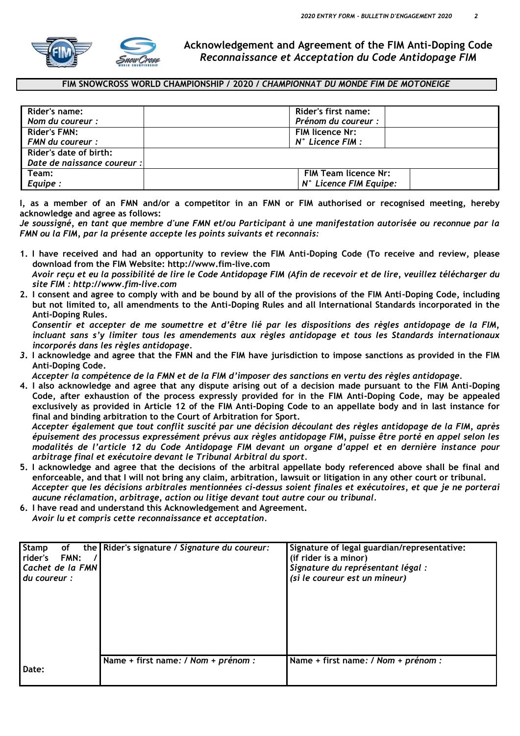## Acknowledgement and Agreement of the FIM Anti-Doping Code
## *Reconnaissance et Acceptation du Code Antidopage FIM*

**FIM SNOWCROSS WORLD CHAMPIONSHIP / 2020 / *CHAMPIONNAT DU MONDE FIM DE MOTONEIGE***

| | | | |
|---|---|---|---|
| **Rider's name:** *Nom du coureur :* | | **Rider's first name:** *Prénom du coureur :* | |
| **Rider's FMN:** *FMN du coureur :* | | **FIM licence Nr:** *N° Licence FIM :* | |
| **Rider's date of birth:** *Date de naissance coureur :* | | | |
| **Team:** *Equipe :* | | **FIM Team licence Nr:** *N° Licence FIM Equipe:* | |

**I, as a member of an FMN and/or a competitor in an FMN or FIM authorised or recognised meeting, hereby acknowledge and agree as follows:**
***Je soussigné, en tant que membre d'une FMN et/ou Participant à une manifestation autorisée ou reconnue par la FMN ou la FIM, par la présente accepte les points suivants et reconnais:***

1. **I have received and had an opportunity to review the FIM Anti-Doping Code (To receive and review, please download from the FIM Website: http://www.fim-live.com**
   ***Avoir reçu et eu la possibilité de lire le Code Antidopage FIM (Afin de recevoir et de lire, veuillez télécharger du site FIM : http://www.fim-live.com***
2. **I consent and agree to comply with and be bound by all of the provisions of the FIM Anti-Doping Code, including but not limited to, all amendments to the Anti-Doping Rules and all International Standards incorporated in the Anti-Doping Rules.**
   ***Consentir et accepter de me soumettre et d'être lié par les dispositions des règles antidopage de la FIM, incluant sans s'y limiter tous les amendements aux règles antidopage et tous les Standards internationaux incorporés dans les règles antidopage.***
3. **I acknowledge and agree that the FMN and the FIM have jurisdiction to impose sanctions as provided in the FIM Anti-Doping Code.**
   ***Accepter la compétence de la FMN et de la FIM d'imposer des sanctions en vertu des règles antidopage.***
4. **I also acknowledge and agree that any dispute arising out of a decision made pursuant to the FIM Anti-Doping Code, after exhaustion of the process expressly provided for in the FIM Anti-Doping Code, may be appealed exclusively as provided in Article 12 of the FIM Anti-Doping Code to an appellate body and in last instance for final and binding arbitration to the Court of Arbitration for Sport.**
   ***Accepter également que tout conflit suscité par une décision découlant des règles antidopage de la FIM, après épuisement des processus expressément prévus aux règles antidopage FIM, puisse être porté en appel selon les modalités de l'article 12 du Code Antidopage FIM devant un organe d'appel et en dernière instance pour arbitrage final et exécutoire devant le Tribunal Arbitral du sport.***
5. **I acknowledge and agree that the decisions of the arbitral appellate body referenced above shall be final and enforceable, and that I will not bring any claim, arbitration, lawsuit or litigation in any other court or tribunal.**
   ***Accepter que les décisions arbitrales mentionnées ci-dessus soient finales et exécutoires, et que je ne porterai aucune réclamation, arbitrage, action ou litige devant tout autre cour ou tribunal.***
6. **I have read and understand this Acknowledgement and Agreement.**
   ***Avoir lu et compris cette reconnaissance et acceptation.***

| | | |
|---|---|---|
| **Stamp of the rider's FMN: /** *Cachet de la FMN du coureur :* | **Rider's signature /** *Signature du coureur:* | **Signature of legal guardian/representative: (if rider is a minor)** *Signature du représentant légal : (si le coureur est un mineur)* |
| **Date:** | **Name + first name: /** *Nom + prénom :* | **Name + first name: /** *Nom + prénom :* |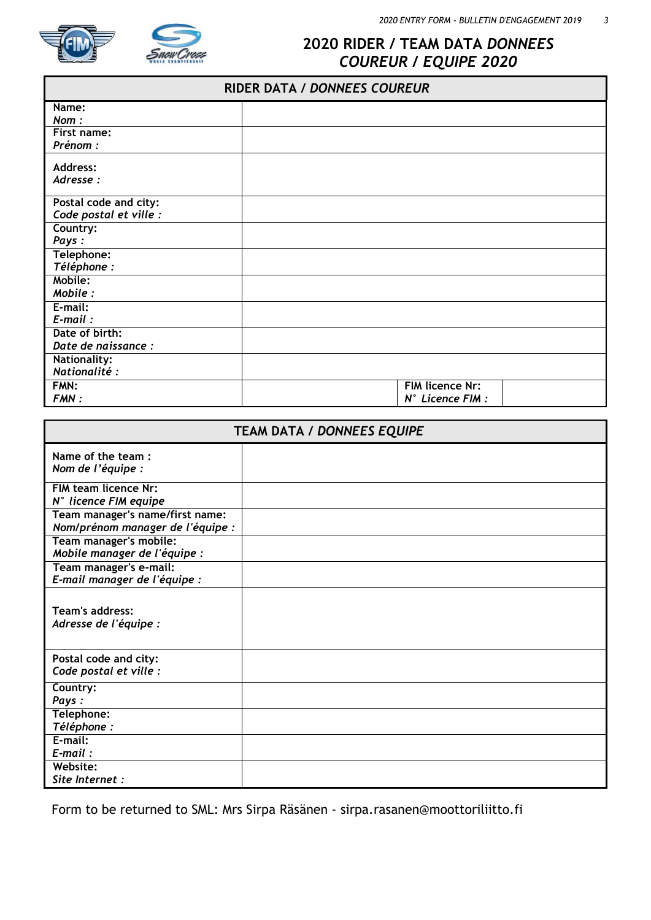# 2020 RIDER / TEAM DATA *DONNEES COUREUR / EQUIPE 2020*

| RIDER DATA / *DONNEES COUREUR* | | | |
|---|---|---|---|
| **Name:** *Nom :* | | | |
| **First name:** *Prénom :* | | | |
| **Address:** *Adresse :* | | | |
| **Postal code and city:** *Code postal et ville :* | | | |
| **Country:** *Pays :* | | | |
| **Telephone:** *Téléphone :* | | | |
| **Mobile:** *Mobile :* | | | |
| **E-mail:** *E-mail :* | | | |
| **Date of birth:** *Date de naissance :* | | | |
| **Nationality:** *Nationalité :* | | | |
| **FMN:** *FMN :* | | **FIM licence Nr:** *N° Licence FIM :* | |

| TEAM DATA / *DONNEES EQUIPE* | |
|---|---|
| **Name of the team :** *Nom de l'équipe :* | |
| **FIM team licence Nr:** *N° licence FIM equipe* | |
| **Team manager's name/first name:** *Nom/prénom manager de l'équipe :* | |
| **Team manager's mobile:** *Mobile manager de l'équipe :* | |
| **Team manager's e-mail:** *E-mail manager de l'équipe :* | |
| **Team's address:** *Adresse de l'équipe :* | |
| **Postal code and city:** *Code postal et ville :* | |
| **Country:** *Pays :* | |
| **Telephone:** *Téléphone :* | |
| **E-mail:** *E-mail :* | |
| **Website:** *Site Internet :* | |

Form to be returned to SML: Mrs Sirpa Räsänen - sirpa.rasanen@moottoriliitto.fi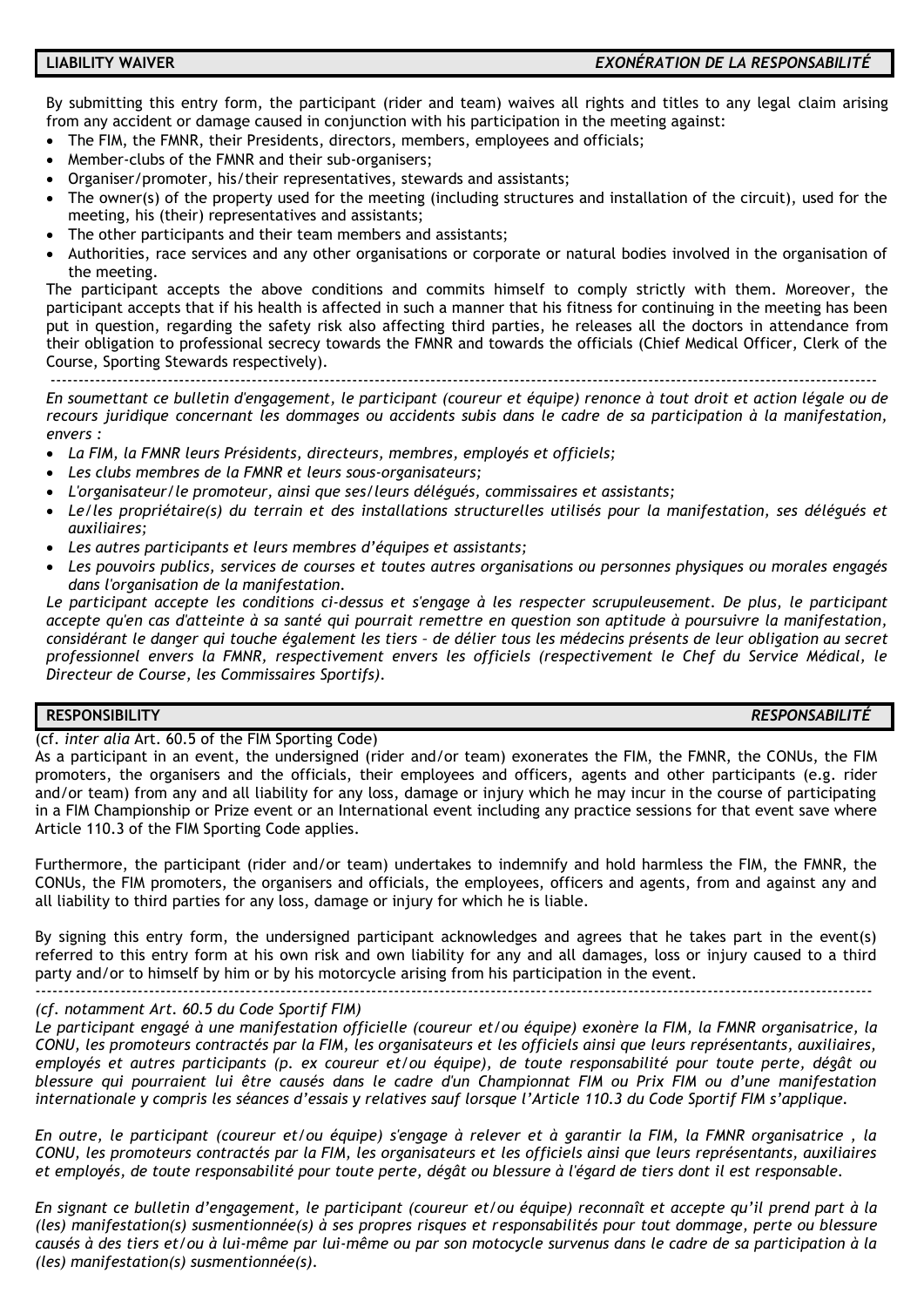## LIABILITY WAIVER — *EXONÉRATION DE LA RESPONSABILITÉ*

By submitting this entry form, the participant (rider and team) waives all rights and titles to any legal claim arising from any accident or damage caused in conjunction with his participation in the meeting against:

- The FIM, the FMNR, their Presidents, directors, members, employees and officials;
- Member-clubs of the FMNR and their sub-organisers;
- Organiser/promoter, his/their representatives, stewards and assistants;
- The owner(s) of the property used for the meeting (including structures and installation of the circuit), used for the meeting, his (their) representatives and assistants;
- The other participants and their team members and assistants;
- Authorities, race services and any other organisations or corporate or natural bodies involved in the organisation of the meeting.

The participant accepts the above conditions and commits himself to comply strictly with them. Moreover, the participant accepts that if his health is affected in such a manner that his fitness for continuing in the meeting has been put in question, regarding the safety risk also affecting third parties, he releases all the doctors in attendance from their obligation to professional secrecy towards the FMNR and towards the officials (Chief Medical Officer, Clerk of the Course, Sporting Stewards respectively).

---

*En soumettant ce bulletin d'engagement, le participant (coureur et équipe) renonce à tout droit et action légale ou de recours juridique concernant les dommages ou accidents subis dans le cadre de sa participation à la manifestation, envers :*

- *La FIM, la FMNR leurs Présidents, directeurs, membres, employés et officiels;*
- *Les clubs membres de la FMNR et leurs sous-organisateurs;*
- *L'organisateur/le promoteur, ainsi que ses/leurs délégués, commissaires et assistants;*
- *Le/les propriétaire(s) du terrain et des installations structurelles utilisés pour la manifestation, ses délégués et auxiliaires;*
- *Les autres participants et leurs membres d'équipes et assistants;*
- *Les pouvoirs publics, services de courses et toutes autres organisations ou personnes physiques ou morales engagés dans l'organisation de la manifestation.*

*Le participant accepte les conditions ci-dessus et s'engage à les respecter scrupuleusement. De plus, le participant accepte qu'en cas d'atteinte à sa santé qui pourrait remettre en question son aptitude à poursuivre la manifestation, considérant le danger qui touche également les tiers - de délier tous les médecins présents de leur obligation au secret professionnel envers la FMNR, respectivement envers les officiels (respectivement le Chef du Service Médical, le Directeur de Course, les Commissaires Sportifs).*

## RESPONSIBILITY — *RESPONSABILITÉ*

(cf. *inter alia* Art. 60.5 of the FIM Sporting Code)

As a participant in an event, the undersigned (rider and/or team) exonerates the FIM, the FMNR, the CONUs, the FIM promoters, the organisers and the officials, their employees and officers, agents and other participants (e.g. rider and/or team) from any and all liability for any loss, damage or injury which he may incur in the course of participating in a FIM Championship or Prize event or an International event including any practice sessions for that event save where Article 110.3 of the FIM Sporting Code applies.

Furthermore, the participant (rider and/or team) undertakes to indemnify and hold harmless the FIM, the FMNR, the CONUs, the FIM promoters, the organisers and officials, the employees, officers and agents, from and against any and all liability to third parties for any loss, damage or injury for which he is liable.

By signing this entry form, the undersigned participant acknowledges and agrees that he takes part in the event(s) referred to this entry form at his own risk and own liability for any and all damages, loss or injury caused to a third party and/or to himself by him or by his motorcycle arising from his participation in the event.

---

*(cf. notamment Art. 60.5 du Code Sportif FIM)*

*Le participant engagé à une manifestation officielle (coureur et/ou équipe) exonère la FIM, la FMNR organisatrice, la CONU, les promoteurs contractés par la FIM, les organisateurs et les officiels ainsi que leurs représentants, auxiliaires, employés et autres participants (p. ex coureur et/ou équipe), de toute responsabilité pour toute perte, dégât ou blessure qui pourraient lui être causés dans le cadre d'un Championnat FIM ou Prix FIM ou d'une manifestation internationale y compris les séances d'essais y relatives sauf lorsque l'Article 110.3 du Code Sportif FIM s'applique.*

*En outre, le participant (coureur et/ou équipe) s'engage à relever et à garantir la FIM, la FMNR organisatrice , la CONU, les promoteurs contractés par la FIM, les organisateurs et les officiels ainsi que leurs représentants, auxiliaires et employés, de toute responsabilité pour toute perte, dégât ou blessure à l'égard de tiers dont il est responsable.*

*En signant ce bulletin d'engagement, le participant (coureur et/ou équipe) reconnaît et accepte qu'il prend part à la (les) manifestation(s) susmentionnée(s) à ses propres risques et responsabilités pour tout dommage, perte ou blessure causés à des tiers et/ou à lui-même par lui-même ou par son motocycle survenus dans le cadre de sa participation à la (les) manifestation(s) susmentionnée(s).*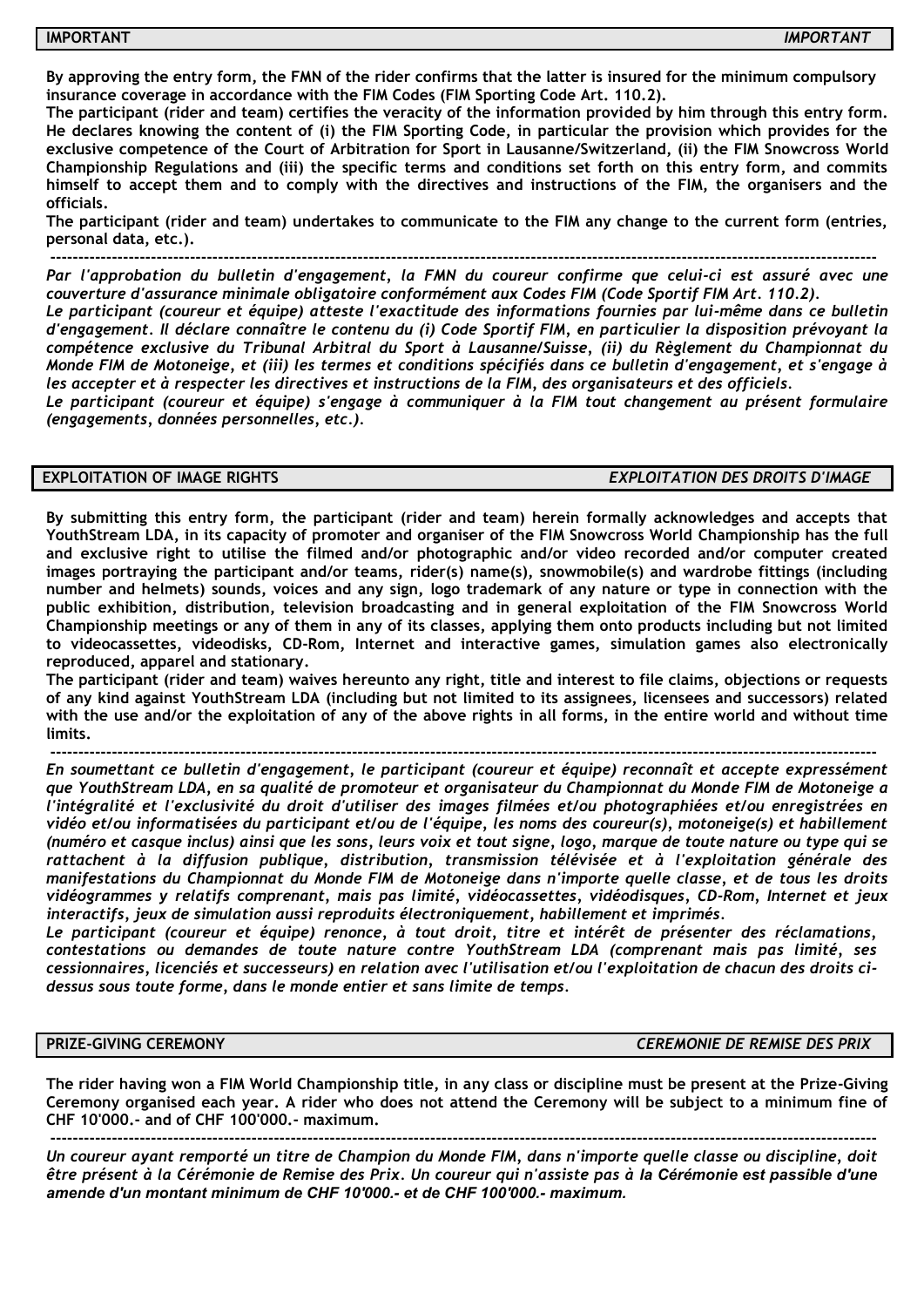## IMPORTANT — *IMPORTANT*

**By approving the entry form, the FMN of the rider confirms that the latter is insured for the minimum compulsory insurance coverage in accordance with the FIM Codes (FIM Sporting Code Art. 110.2).**

**The participant (rider and team) certifies the veracity of the information provided by him through this entry form. He declares knowing the content of (i) the FIM Sporting Code, in particular the provision which provides for the exclusive competence of the Court of Arbitration for Sport in Lausanne/Switzerland, (ii) the FIM Snowcross World Championship Regulations and (iii) the specific terms and conditions set forth on this entry form, and commits himself to accept them and to comply with the directives and instructions of the FIM, the organisers and the officials.**

**The participant (rider and team) undertakes to communicate to the FIM any change to the current form (entries, personal data, etc.).**

---

***Par l'approbation du bulletin d'engagement, la FMN du coureur confirme que celui-ci est assuré avec une couverture d'assurance minimale obligatoire conformément aux Codes FIM (Code Sportif FIM Art. 110.2).***

***Le participant (coureur et équipe) atteste l'exactitude des informations fournies par lui-même dans ce bulletin d'engagement. Il déclare connaître le contenu du (i) Code Sportif FIM, en particulier la disposition prévoyant la compétence exclusive du Tribunal Arbitral du Sport à Lausanne/Suisse, (ii) du Règlement du Championnat du Monde FIM de Motoneige, et (iii) les termes et conditions spécifiés dans ce bulletin d'engagement, et s'engage à les accepter et à respecter les directives et instructions de la FIM, des organisateurs et des officiels.***

***Le participant (coureur et équipe) s'engage à communiquer à la FIM tout changement au présent formulaire (engagements, données personnelles, etc.).***

## EXPLOITATION OF IMAGE RIGHTS — *EXPLOITATION DES DROITS D'IMAGE*

**By submitting this entry form, the participant (rider and team) herein formally acknowledges and accepts that YouthStream LDA, in its capacity of promoter and organiser of the FIM Snowcross World Championship has the full and exclusive right to utilise the filmed and/or photographic and/or video recorded and/or computer created images portraying the participant and/or teams, rider(s) name(s), snowmobile(s) and wardrobe fittings (including number and helmets) sounds, voices and any sign, logo trademark of any nature or type in connection with the public exhibition, distribution, television broadcasting and in general exploitation of the FIM Snowcross World Championship meetings or any of them in any of its classes, applying them onto products including but not limited to videocassettes, videodisks, CD-Rom, Internet and interactive games, simulation games also electronically reproduced, apparel and stationary.**

**The participant (rider and team) waives hereunto any right, title and interest to file claims, objections or requests of any kind against YouthStream LDA (including but not limited to its assignees, licensees and successors) related with the use and/or the exploitation of any of the above rights in all forms, in the entire world and without time limits.**

---

***En soumettant ce bulletin d'engagement, le participant (coureur et équipe) reconnaît et accepte expressément que YouthStream LDA, en sa qualité de promoteur et organisateur du Championnat du Monde FIM de Motoneige a l'intégralité et l'exclusivité du droit d'utiliser des images filmées et/ou photographiées et/ou enregistrées en vidéo et/ou informatisées du participant et/ou de l'équipe, les noms des coureur(s), motoneige(s) et habillement (numéro et casque inclus) ainsi que les sons, leurs voix et tout signe, logo, marque de toute nature ou type qui se rattachent à la diffusion publique, distribution, transmission télévisée et à l'exploitation générale des manifestations du Championnat du Monde FIM de Motoneige dans n'importe quelle classe, et de tous les droits vidéogrammes y relatifs comprenant, mais pas limité, vidéocassettes, vidéodisques, CD-Rom, Internet et jeux interactifs, jeux de simulation aussi reproduits électroniquement, habillement et imprimés.***

***Le participant (coureur et équipe) renonce, à tout droit, titre et intérêt de présenter des réclamations, contestations ou demandes de toute nature contre YouthStream LDA (comprenant mais pas limité, ses cessionnaires, licenciés et successeurs) en relation avec l'utilisation et/ou l'exploitation de chacun des droits ci-dessus sous toute forme, dans le monde entier et sans limite de temps.***

## PRIZE-GIVING CEREMONY — *CEREMONIE DE REMISE DES PRIX*

**The rider having won a FIM World Championship title, in any class or discipline must be present at the Prize-Giving Ceremony organised each year. A rider who does not attend the Ceremony will be subject to a minimum fine of CHF 10'000.- and of CHF 100'000.- maximum.**

---

***Un coureur ayant remporté un titre de Champion du Monde FIM, dans n'importe quelle classe ou discipline, doit être présent à la Cérémonie de Remise des Prix. Un coureur qui n'assiste pas à la Cérémonie est passible d'une amende d'un montant minimum de CHF 10'000.- et de CHF 100'000.- maximum.***